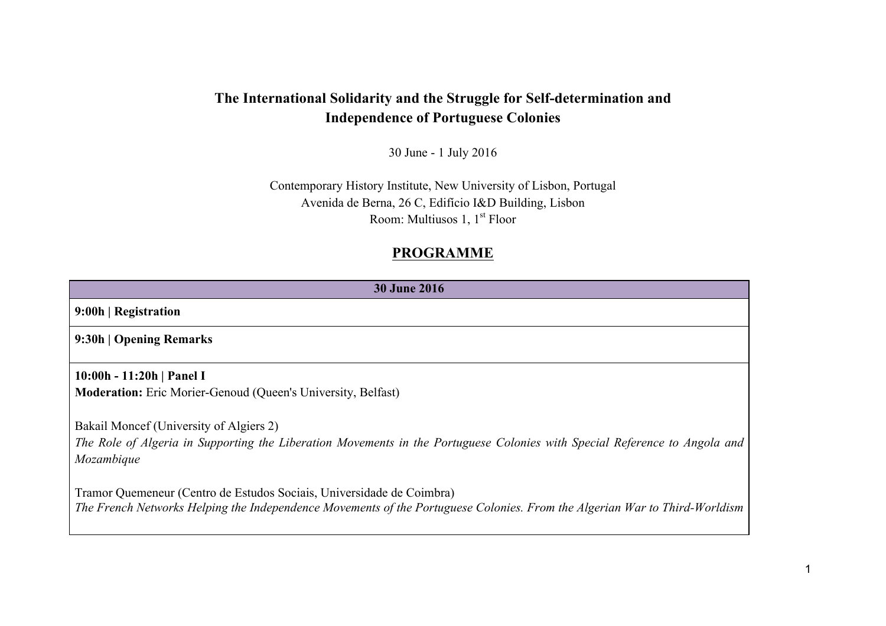# The International Solidarity and the Struggle for Self-determination and Independence of Portuguese Colonies

30 June - 1 July 2016

Contemporary History Institute, New University of Lisbon, Portugal
Avenida de Berna, 26 C, Edifício I&D Building, Lisbon
Room: Multiusos 1, 1st Floor

## PROGRAMME

| 30 June 2016 |
| --- |
| **9:00h \| Registration** |
| **9:30h \| Opening Remarks** |
| **10:00h - 11:20h \| Panel I**<br>**Moderation:** Eric Morier-Genoud (Queen's University, Belfast)<br><br>Bakail Moncef (University of Algiers 2)<br>*The Role of Algeria in Supporting the Liberation Movements in the Portuguese Colonies with Special Reference to Angola and Mozambique*<br><br>Tramor Quemeneur (Centro de Estudos Sociais, Universidade de Coimbra)<br>*The French Networks Helping the Independence Movements of the Portuguese Colonies. From the Algerian War to Third-Worldism* |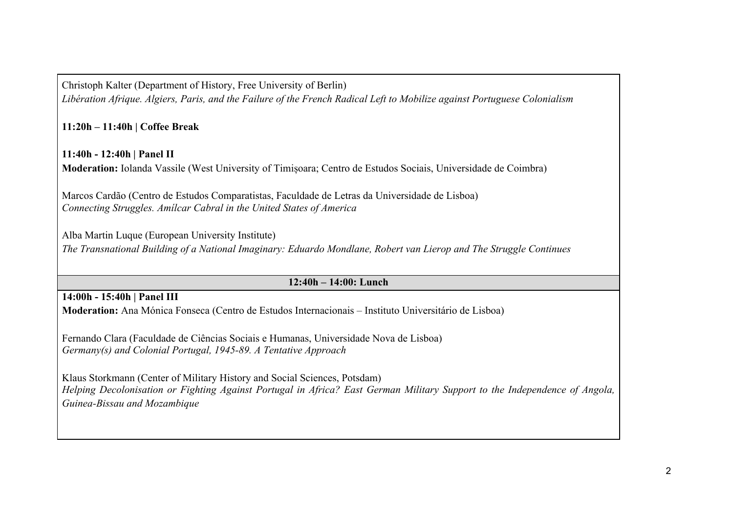Christoph Kalter (Department of History, Free University of Berlin)
*Libération Afrique. Algiers, Paris, and the Failure of the French Radical Left to Mobilize against Portuguese Colonialism*

**11:20h – 11:40h | Coffee Break**

**11:40h - 12:40h | Panel II**

**Moderation:** Iolanda Vassile (West University of Timișoara; Centro de Estudos Sociais, Universidade de Coimbra)

Marcos Cardão (Centro de Estudos Comparatistas, Faculdade de Letras da Universidade de Lisboa)
*Connecting Struggles. Amílcar Cabral in the United States of America*

Alba Martin Luque (European University Institute)
*The Transnational Building of a National Imaginary: Eduardo Mondlane, Robert van Lierop and The Struggle Continues*

**12:40h – 14:00: Lunch**

**14:00h - 15:40h | Panel III**

**Moderation:** Ana Mónica Fonseca (Centro de Estudos Internacionais – Instituto Universitário de Lisboa)

Fernando Clara (Faculdade de Ciências Sociais e Humanas, Universidade Nova de Lisboa)
*Germany(s) and Colonial Portugal, 1945-89. A Tentative Approach*

Klaus Storkmann (Center of Military History and Social Sciences, Potsdam)
*Helping Decolonisation or Fighting Against Portugal in Africa? East German Military Support to the Independence of Angola, Guinea-Bissau and Mozambique*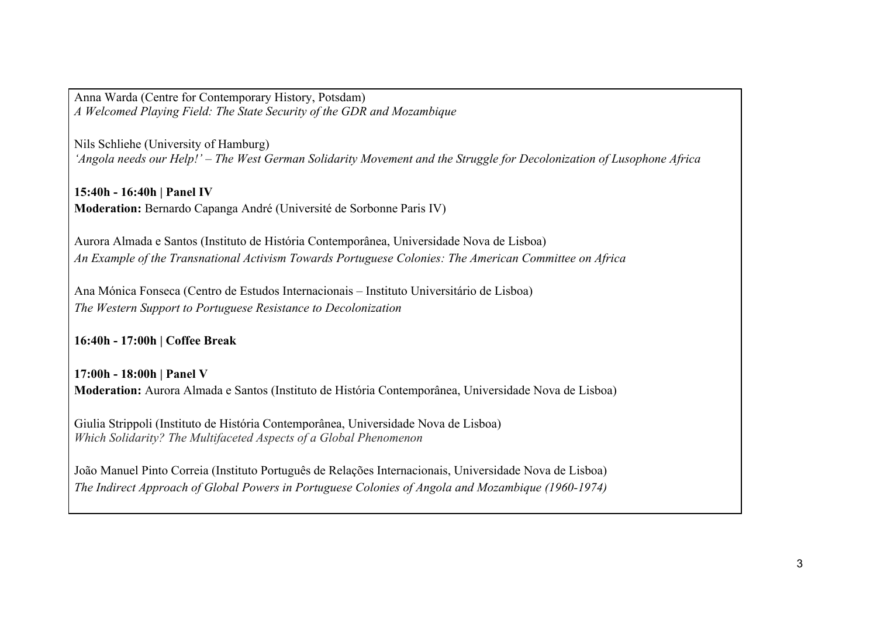Anna Warda (Centre for Contemporary History, Potsdam)
*A Welcomed Playing Field: The State Security of the GDR and Mozambique*

Nils Schliehe (University of Hamburg)
*'Angola needs our Help!' – The West German Solidarity Movement and the Struggle for Decolonization of Lusophone Africa*

**15:40h - 16:40h | Panel IV**
**Moderation:** Bernardo Capanga André (Université de Sorbonne Paris IV)

Aurora Almada e Santos (Instituto de História Contemporânea, Universidade Nova de Lisboa)
*An Example of the Transnational Activism Towards Portuguese Colonies: The American Committee on Africa*

Ana Mónica Fonseca (Centro de Estudos Internacionais – Instituto Universitário de Lisboa)
*The Western Support to Portuguese Resistance to Decolonization*

**16:40h - 17:00h | Coffee Break**

**17:00h - 18:00h | Panel V**
**Moderation:** Aurora Almada e Santos (Instituto de História Contemporânea, Universidade Nova de Lisboa)

Giulia Strippoli (Instituto de História Contemporânea, Universidade Nova de Lisboa)
*Which Solidarity? The Multifaceted Aspects of a Global Phenomenon*

João Manuel Pinto Correia (Instituto Português de Relações Internacionais, Universidade Nova de Lisboa)
*The Indirect Approach of Global Powers in Portuguese Colonies of Angola and Mozambique (1960-1974)*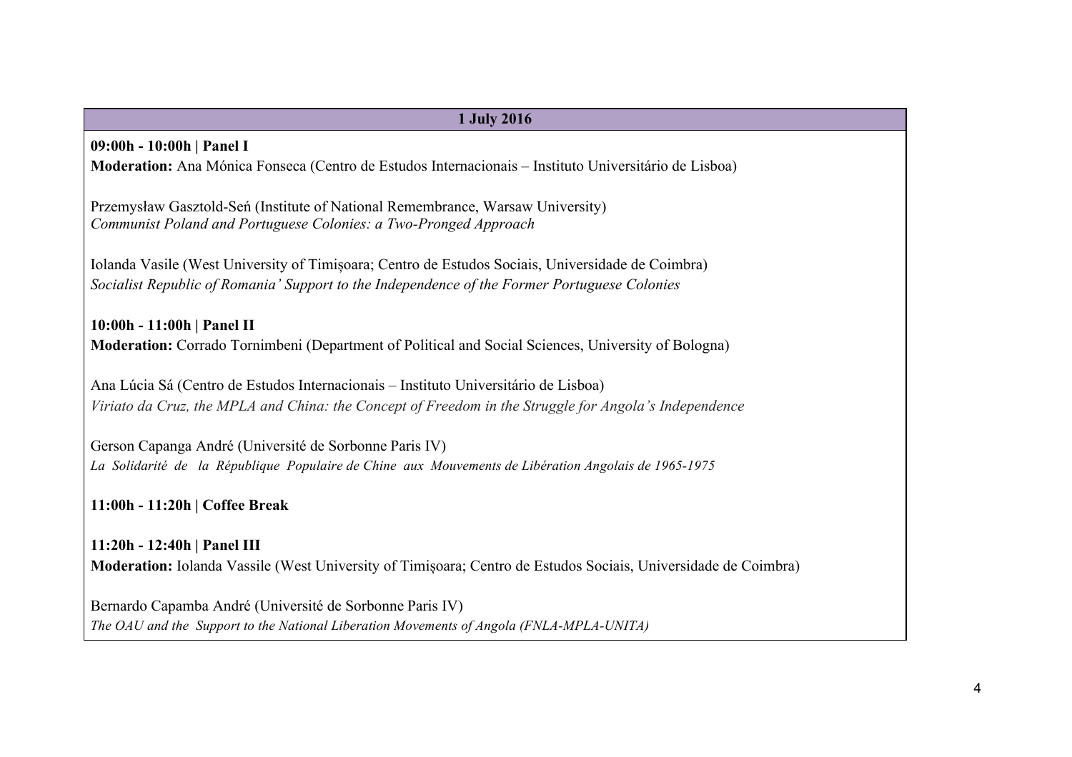**1 July 2016**

**09:00h - 10:00h | Panel I**

**Moderation:** Ana Mónica Fonseca (Centro de Estudos Internacionais – Instituto Universitário de Lisboa)

Przemysław Gasztold-Seń (Institute of National Remembrance, Warsaw University)
*Communist Poland and Portuguese Colonies: a Two-Pronged Approach*

Iolanda Vasile (West University of Timișoara; Centro de Estudos Sociais, Universidade de Coimbra)
*Socialist Republic of Romania' Support to the Independence of the Former Portuguese Colonies*

**10:00h - 11:00h | Panel II**

**Moderation:** Corrado Tornimbeni (Department of Political and Social Sciences, University of Bologna)

Ana Lúcia Sá (Centro de Estudos Internacionais – Instituto Universitário de Lisboa)
*Viriato da Cruz, the MPLA and China: the Concept of Freedom in the Struggle for Angola's Independence*

Gerson Capanga André (Université de Sorbonne Paris IV)
*La Solidarité de la République Populaire de Chine aux Mouvements de Libération Angolais de 1965-1975*

**11:00h - 11:20h | Coffee Break**

**11:20h - 12:40h | Panel III**

**Moderation:** Iolanda Vassile (West University of Timișoara; Centro de Estudos Sociais, Universidade de Coimbra)

Bernardo Capamba André (Université de Sorbonne Paris IV)
*The OAU and the Support to the National Liberation Movements of Angola (FNLA-MPLA-UNITA)*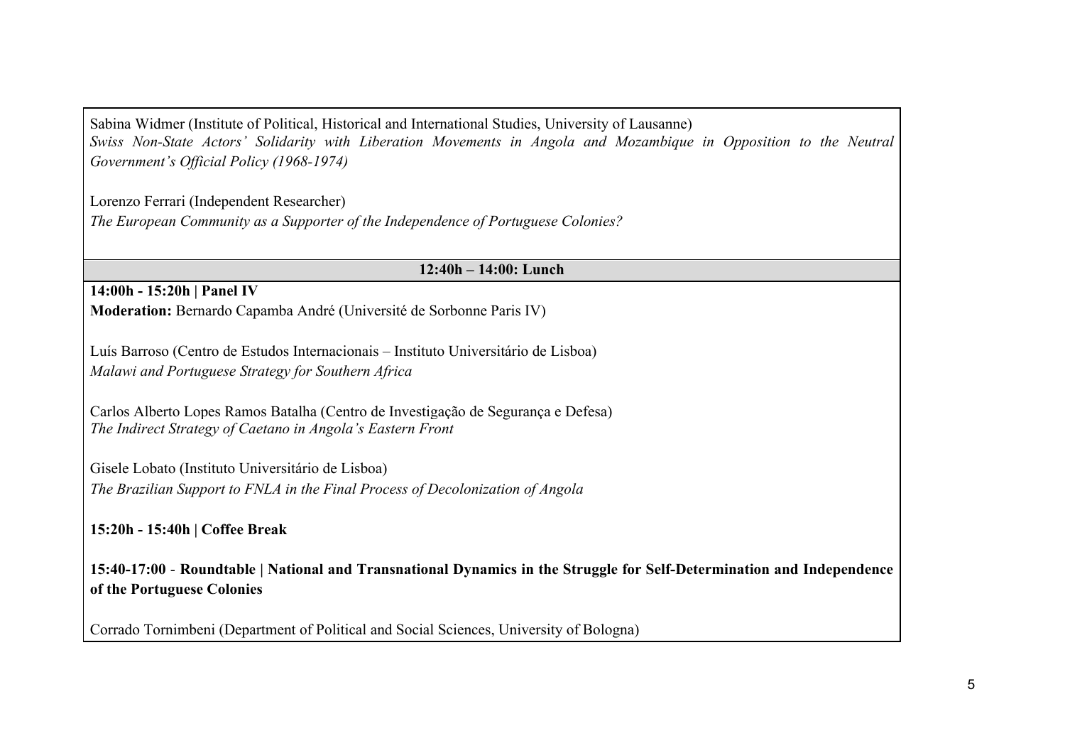Sabina Widmer (Institute of Political, Historical and International Studies, University of Lausanne)
*Swiss Non-State Actors' Solidarity with Liberation Movements in Angola and Mozambique in Opposition to the Neutral Government's Official Policy (1968-1974)*

Lorenzo Ferrari (Independent Researcher)
*The European Community as a Supporter of the Independence of Portuguese Colonies?*

**12:40h – 14:00: Lunch**

**14:00h - 15:20h | Panel IV**
**Moderation:** Bernardo Capamba André (Université de Sorbonne Paris IV)

Luís Barroso (Centro de Estudos Internacionais – Instituto Universitário de Lisboa)
*Malawi and Portuguese Strategy for Southern Africa*

Carlos Alberto Lopes Ramos Batalha (Centro de Investigação de Segurança e Defesa)
*The Indirect Strategy of Caetano in Angola's Eastern Front*

Gisele Lobato (Instituto Universitário de Lisboa)
*The Brazilian Support to FNLA in the Final Process of Decolonization of Angola*

**15:20h - 15:40h | Coffee Break**

**15:40-17:00** - **Roundtable | National and Transnational Dynamics in the Struggle for Self-Determination and Independence of the Portuguese Colonies**

Corrado Tornimbeni (Department of Political and Social Sciences, University of Bologna)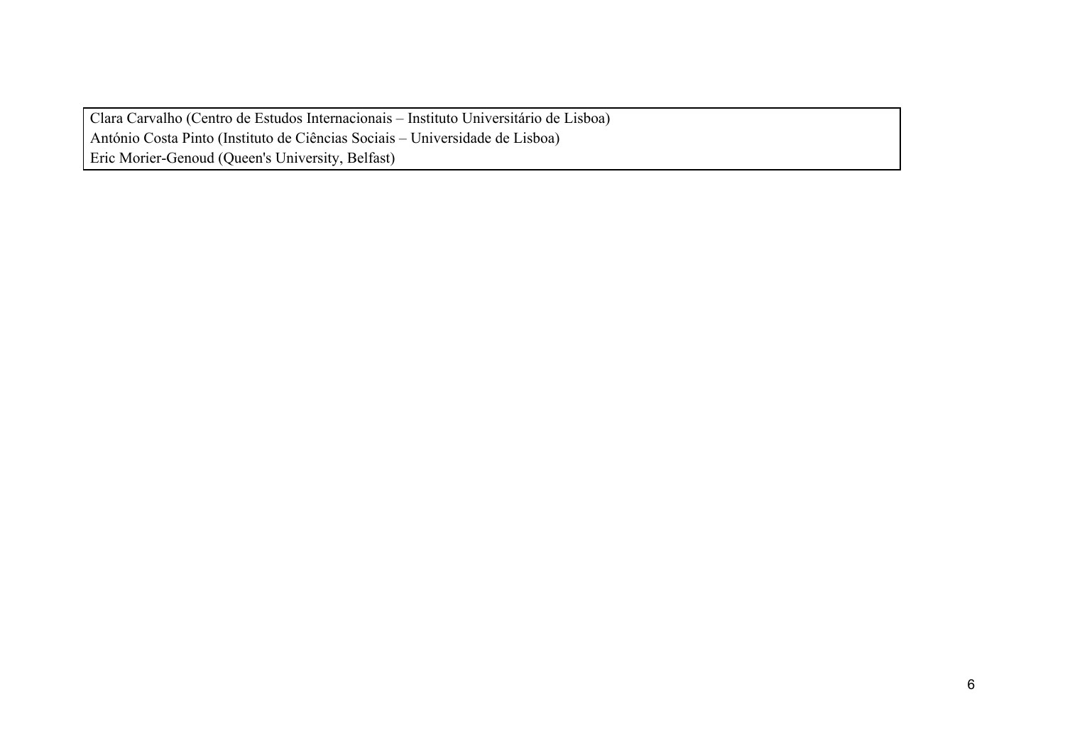| |
|---|
| Clara Carvalho (Centro de Estudos Internacionais – Instituto Universitário de Lisboa)<br>António Costa Pinto (Instituto de Ciências Sociais – Universidade de Lisboa)<br>Eric Morier-Genoud (Queen's University, Belfast) |